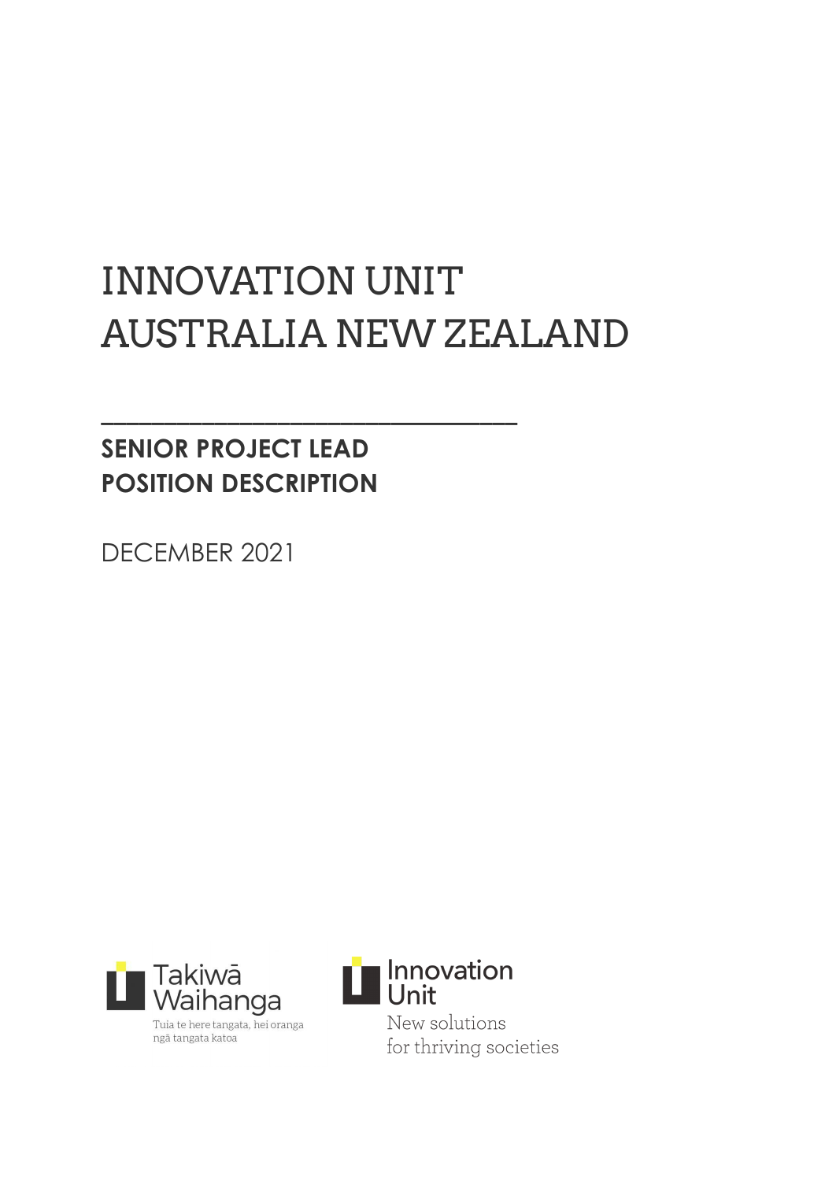# INNOVATION UNIT AUSTRALIA NEW ZEALAND

---

## SENIOR PROJECT LEAD POSITION DESCRIPTION

DECEMBER 2021

Takiwā Waihanga

Tuia te here tangata, hei oranga ngā tangata katoa

Innovation Unit

New solutions for thriving societies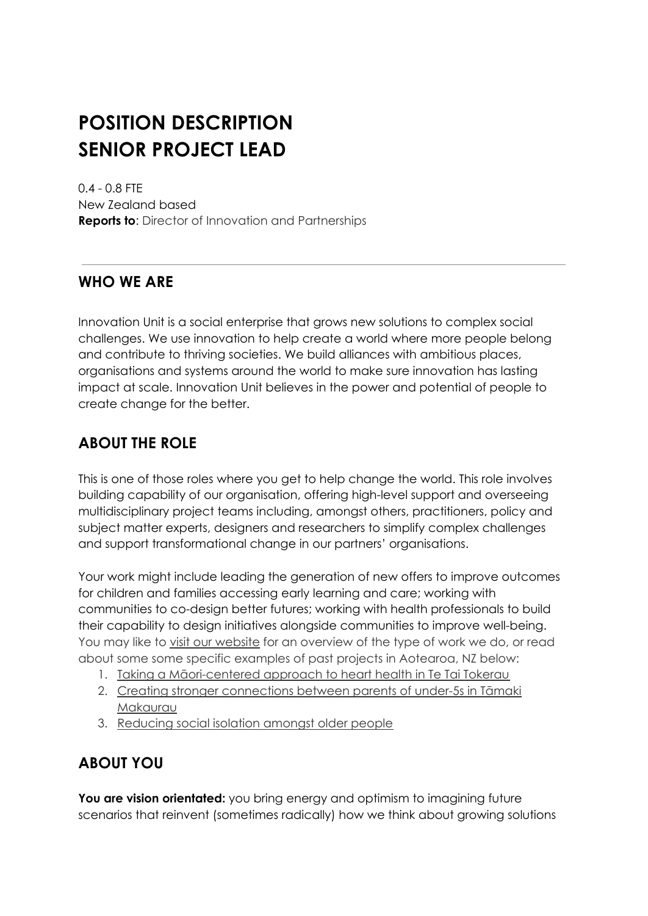# POSITION DESCRIPTION
# SENIOR PROJECT LEAD

0.4 - 0.8 FTE
New Zealand based
**Reports to**: Director of Innovation and Partnerships

---

## WHO WE ARE

Innovation Unit is a social enterprise that grows new solutions to complex social challenges. We use innovation to help create a world where more people belong and contribute to thriving societies. We build alliances with ambitious places, organisations and systems around the world to make sure innovation has lasting impact at scale. Innovation Unit believes in the power and potential of people to create change for the better.

## ABOUT THE ROLE

This is one of those roles where you get to help change the world. This role involves building capability of our organisation, offering high-level support and overseeing multidisciplinary project teams including, amongst others, practitioners, policy and subject matter experts, designers and researchers to simplify complex challenges and support transformational change in our partners' organisations.

Your work might include leading the generation of new offers to improve outcomes for children and families accessing early learning and care; working with communities to co-design better futures; working with health professionals to build their capability to design initiatives alongside communities to improve well-being. You may like to visit our website for an overview of the type of work we do, or read about some some specific examples of past projects in Aotearoa, NZ below:

1. Taking a Māori-centered approach to heart health in Te Tai Tokerau
2. Creating stronger connections between parents of under-5s in Tāmaki Makaurau
3. Reducing social isolation amongst older people

## ABOUT YOU

**You are vision orientated:** you bring energy and optimism to imagining future scenarios that reinvent (sometimes radically) how we think about growing solutions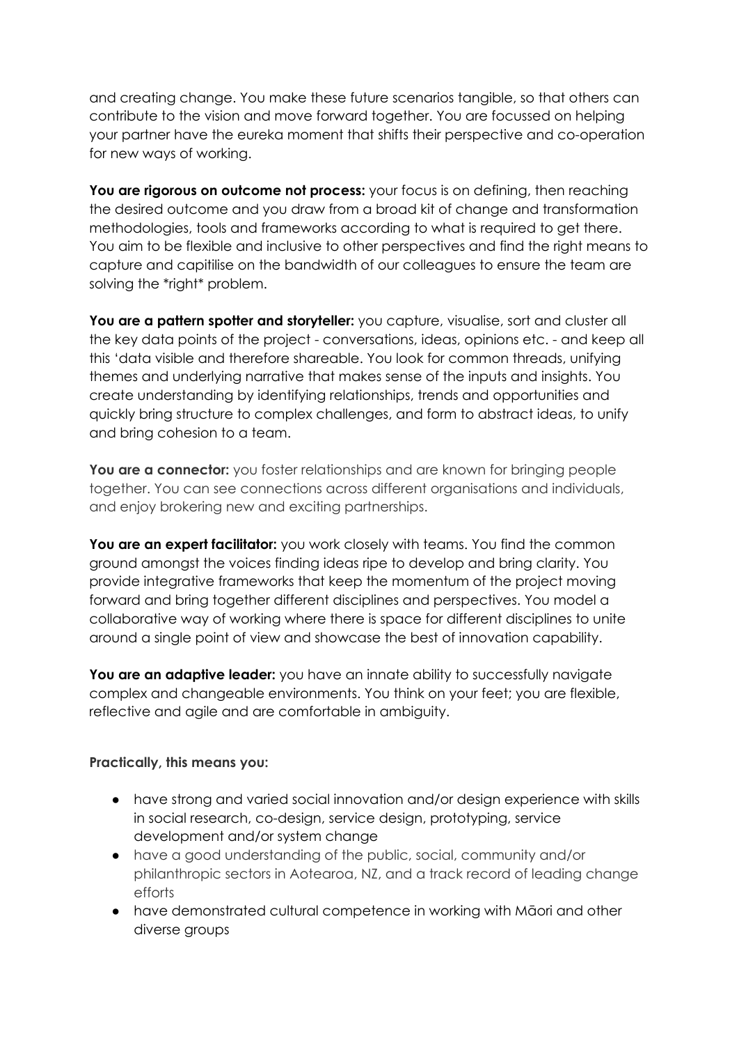and creating change. You make these future scenarios tangible, so that others can contribute to the vision and move forward together. You are focussed on helping your partner have the eureka moment that shifts their perspective and co-operation for new ways of working.

**You are rigorous on outcome not process:** your focus is on defining, then reaching the desired outcome and you draw from a broad kit of change and transformation methodologies, tools and frameworks according to what is required to get there. You aim to be flexible and inclusive to other perspectives and find the right means to capture and capitilise on the bandwidth of our colleagues to ensure the team are solving the *right* problem.

**You are a pattern spotter and storyteller:** you capture, visualise, sort and cluster all the key data points of the project - conversations, ideas, opinions etc. - and keep all this 'data visible and therefore shareable. You look for common threads, unifying themes and underlying narrative that makes sense of the inputs and insights. You create understanding by identifying relationships, trends and opportunities and quickly bring structure to complex challenges, and form to abstract ideas, to unify and bring cohesion to a team.

**You are a connector:** you foster relationships and are known for bringing people together. You can see connections across different organisations and individuals, and enjoy brokering new and exciting partnerships.

**You are an expert facilitator:** you work closely with teams. You find the common ground amongst the voices finding ideas ripe to develop and bring clarity. You provide integrative frameworks that keep the momentum of the project moving forward and bring together different disciplines and perspectives. You model a collaborative way of working where there is space for different disciplines to unite around a single point of view and showcase the best of innovation capability.

**You are an adaptive leader:** you have an innate ability to successfully navigate complex and changeable environments. You think on your feet; you are flexible, reflective and agile and are comfortable in ambiguity.

**Practically, this means you:**

- have strong and varied social innovation and/or design experience with skills in social research, co-design, service design, prototyping, service development and/or system change
- have a good understanding of the public, social, community and/or philanthropic sectors in Aotearoa, NZ, and a track record of leading change efforts
- have demonstrated cultural competence in working with Māori and other diverse groups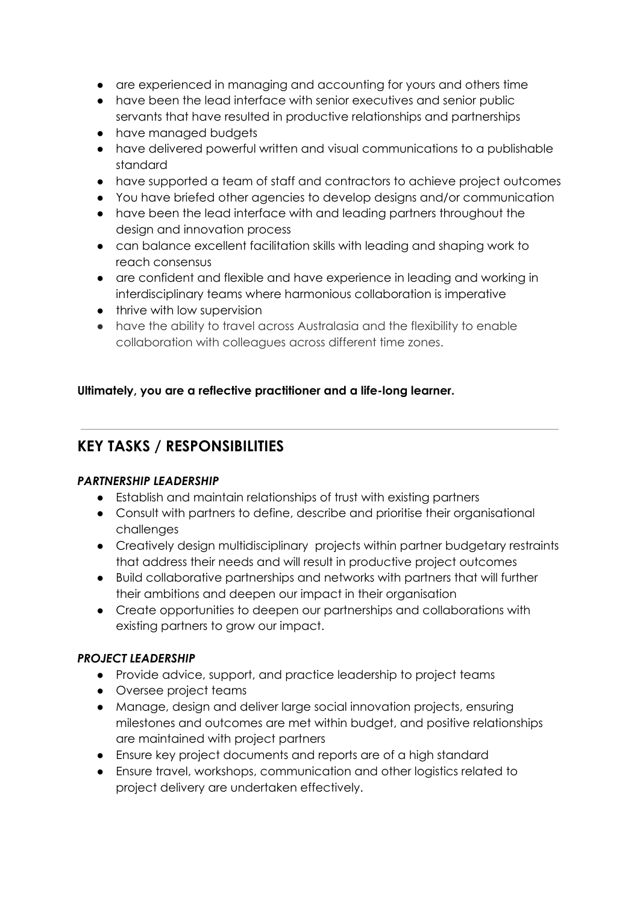- are experienced in managing and accounting for yours and others time
- have been the lead interface with senior executives and senior public servants that have resulted in productive relationships and partnerships
- have managed budgets
- have delivered powerful written and visual communications to a publishable standard
- have supported a team of staff and contractors to achieve project outcomes
- You have briefed other agencies to develop designs and/or communication
- have been the lead interface with and leading partners throughout the design and innovation process
- can balance excellent facilitation skills with leading and shaping work to reach consensus
- are confident and flexible and have experience in leading and working in interdisciplinary teams where harmonious collaboration is imperative
- thrive with low supervision
- have the ability to travel across Australasia and the flexibility to enable collaboration with colleagues across different time zones.

**Ultimately, you are a reflective practitioner and a life-long learner.**

---

## KEY TASKS / RESPONSIBILITIES

***PARTNERSHIP LEADERSHIP***

- Establish and maintain relationships of trust with existing partners
- Consult with partners to define, describe and prioritise their organisational challenges
- Creatively design multidisciplinary projects within partner budgetary restraints that address their needs and will result in productive project outcomes
- Build collaborative partnerships and networks with partners that will further their ambitions and deepen our impact in their organisation
- Create opportunities to deepen our partnerships and collaborations with existing partners to grow our impact.

***PROJECT LEADERSHIP***

- Provide advice, support, and practice leadership to project teams
- Oversee project teams
- Manage, design and deliver large social innovation projects, ensuring milestones and outcomes are met within budget, and positive relationships are maintained with project partners
- Ensure key project documents and reports are of a high standard
- Ensure travel, workshops, communication and other logistics related to project delivery are undertaken effectively.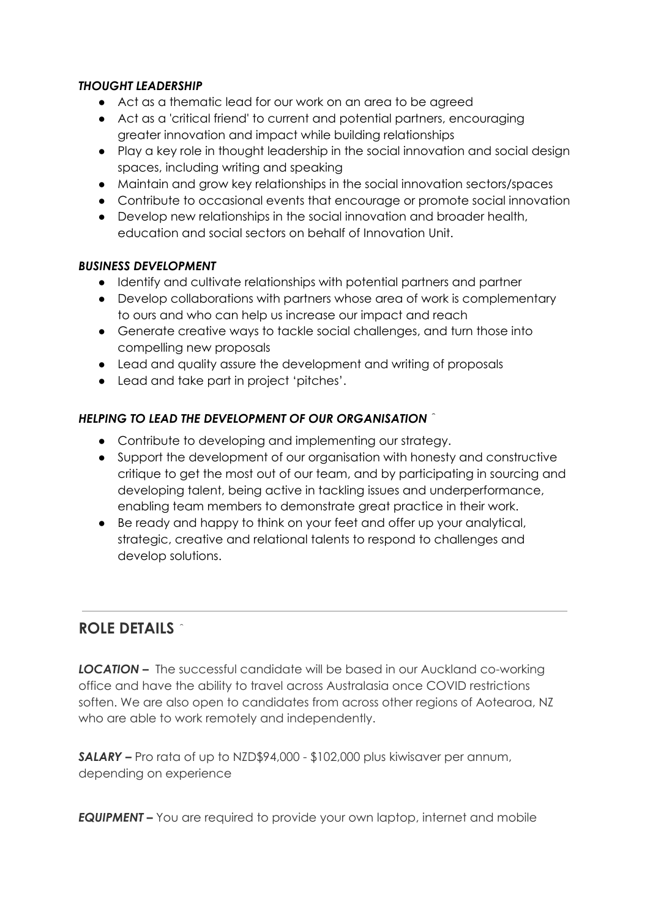***THOUGHT LEADERSHIP***

- Act as a thematic lead for our work on an area to be agreed
- Act as a 'critical friend' to current and potential partners, encouraging greater innovation and impact while building relationships
- Play a key role in thought leadership in the social innovation and social design spaces, including writing and speaking
- Maintain and grow key relationships in the social innovation sectors/spaces
- Contribute to occasional events that encourage or promote social innovation
- Develop new relationships in the social innovation and broader health, education and social sectors on behalf of Innovation Unit.

***BUSINESS DEVELOPMENT***

- Identify and cultivate relationships with potential partners and partner
- Develop collaborations with partners whose area of work is complementary to ours and who can help us increase our impact and reach
- Generate creative ways to tackle social challenges, and turn those into compelling new proposals
- Lead and quality assure the development and writing of proposals
- Lead and take part in project 'pitches'.

***HELPING TO LEAD THE DEVELOPMENT OF OUR ORGANISATION***

- Contribute to developing and implementing our strategy.
- Support the development of our organisation with honesty and constructive critique to get the most out of our team, and by participating in sourcing and developing talent, being active in tackling issues and underperformance, enabling team members to demonstrate great practice in their work.
- Be ready and happy to think on your feet and offer up your analytical, strategic, creative and relational talents to respond to challenges and develop solutions.

---

## ROLE DETAILS

***LOCATION –*** The successful candidate will be based in our Auckland co-working office and have the ability to travel across Australasia once COVID restrictions soften. We are also open to candidates from across other regions of Aotearoa, NZ who are able to work remotely and independently.

***SALARY –*** Pro rata of up to NZD$94,000 - $102,000 plus kiwisaver per annum, depending on experience

***EQUIPMENT –*** You are required to provide your own laptop, internet and mobile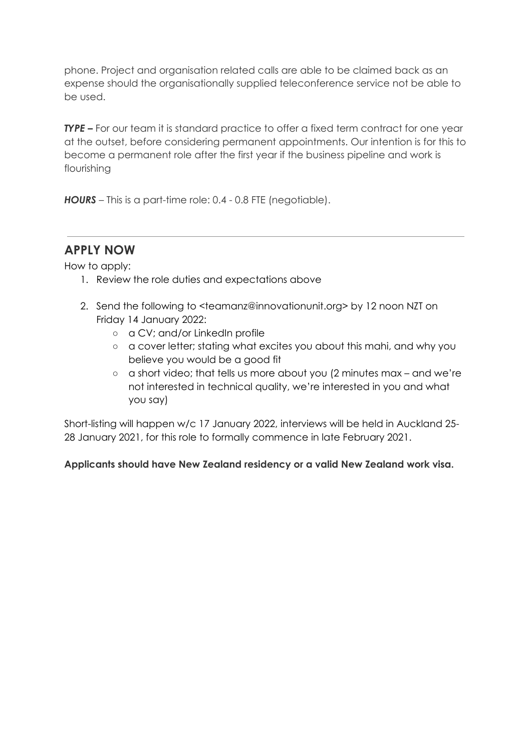phone. Project and organisation related calls are able to be claimed back as an expense should the organisationally supplied teleconference service not be able to be used.

***TYPE –*** For our team it is standard practice to offer a fixed term contract for one year at the outset, before considering permanent appointments. Our intention is for this to become a permanent role after the first year if the business pipeline and work is flourishing

***HOURS*** – This is a part-time role: 0.4 - 0.8 FTE (negotiable).

---

## APPLY NOW

How to apply:

1. Review the role duties and expectations above
2. Send the following to <teamanz@innovationunit.org> by 12 noon NZT on Friday 14 January 2022:
   - a CV; and/or LinkedIn profile
   - a cover letter; stating what excites you about this mahi, and why you believe you would be a good fit
   - a short video; that tells us more about you (2 minutes max – and we're not interested in technical quality, we're interested in you and what you say)

Short-listing will happen w/c 17 January 2022, interviews will be held in Auckland 25-28 January 2021, for this role to formally commence in late February 2021.

**Applicants should have New Zealand residency or a valid New Zealand work visa.**